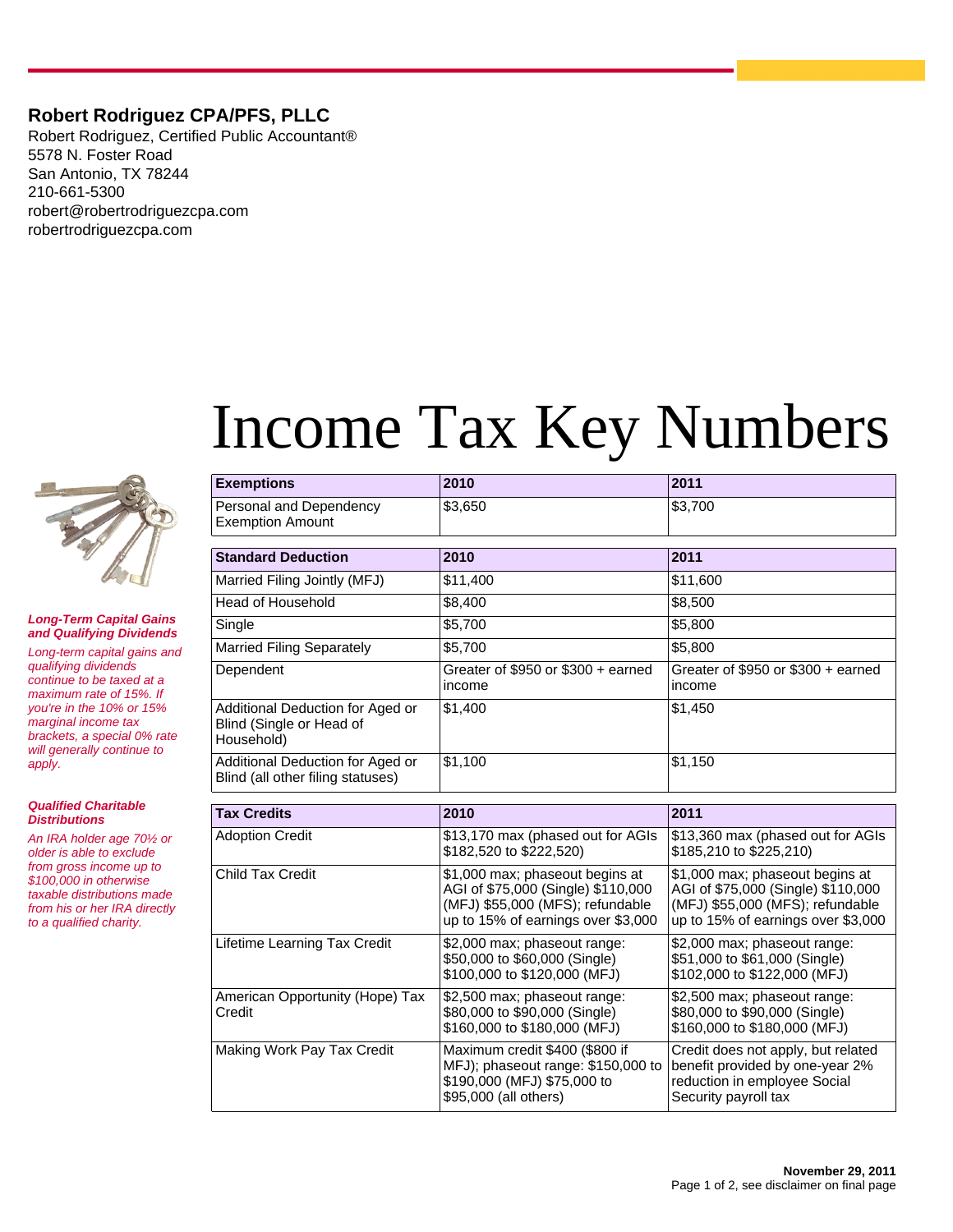**Robert Rodriguez CPA/PFS, PLLC**
Robert Rodriguez, Certified Public Accountant®
5578 N. Foster Road
San Antonio, TX 78244
210-661-5300
robert@robertrodriguezcpa.com
robertrodriguezcpa.com

# Income Tax Key Numbers

| Exemptions | 2010 | 2011 |
|---|---|---|
| Personal and Dependency Exemption Amount | $3,650 | $3,700 |

| Standard Deduction | 2010 | 2011 |
|---|---|---|
| Married Filing Jointly (MFJ) | $11,400 | $11,600 |
| Head of Household | $8,400 | $8,500 |
| Single | $5,700 | $5,800 |
| Married Filing Separately | $5,700 | $5,800 |
| Dependent | Greater of $950 or $300 + earned income | Greater of $950 or $300 + earned income |
| Additional Deduction for Aged or Blind (Single or Head of Household) | $1,400 | $1,450 |
| Additional Deduction for Aged or Blind (all other filing statuses) | $1,100 | $1,150 |

| Tax Credits | 2010 | 2011 |
|---|---|---|
| Adoption Credit | $13,170 max (phased out for AGIs $182,520 to $222,520) | $13,360 max (phased out for AGIs $185,210 to $225,210) |
| Child Tax Credit | $1,000 max; phaseout begins at AGI of $75,000 (Single) $110,000 (MFJ) $55,000 (MFS); refundable up to 15% of earnings over $3,000 | $1,000 max; phaseout begins at AGI of $75,000 (Single) $110,000 (MFJ) $55,000 (MFS); refundable up to 15% of earnings over $3,000 |
| Lifetime Learning Tax Credit | $2,000 max; phaseout range: $50,000 to $60,000 (Single) $100,000 to $120,000 (MFJ) | $2,000 max; phaseout range: $51,000 to $61,000 (Single) $102,000 to $122,000 (MFJ) |
| American Opportunity (Hope) Tax Credit | $2,500 max; phaseout range: $80,000 to $90,000 (Single) $160,000 to $180,000 (MFJ) | $2,500 max; phaseout range: $80,000 to $90,000 (Single) $160,000 to $180,000 (MFJ) |
| Making Work Pay Tax Credit | Maximum credit $400 ($800 if MFJ); phaseout range: $150,000 to $190,000 (MFJ) $75,000 to $95,000 (all others) | Credit does not apply, but related benefit provided by one-year 2% reduction in employee Social Security payroll tax |

***Long-Term Capital Gains and Qualifying Dividends***

*Long-term capital gains and qualifying dividends continue to be taxed at a maximum rate of 15%. If you're in the 10% or 15% marginal income tax brackets, a special 0% rate will generally continue to apply.*

***Qualified Charitable Distributions***

*An IRA holder age 70½ or older is able to exclude from gross income up to $100,000 in otherwise taxable distributions made from his or her IRA directly to a qualified charity.*

**November 29, 2011**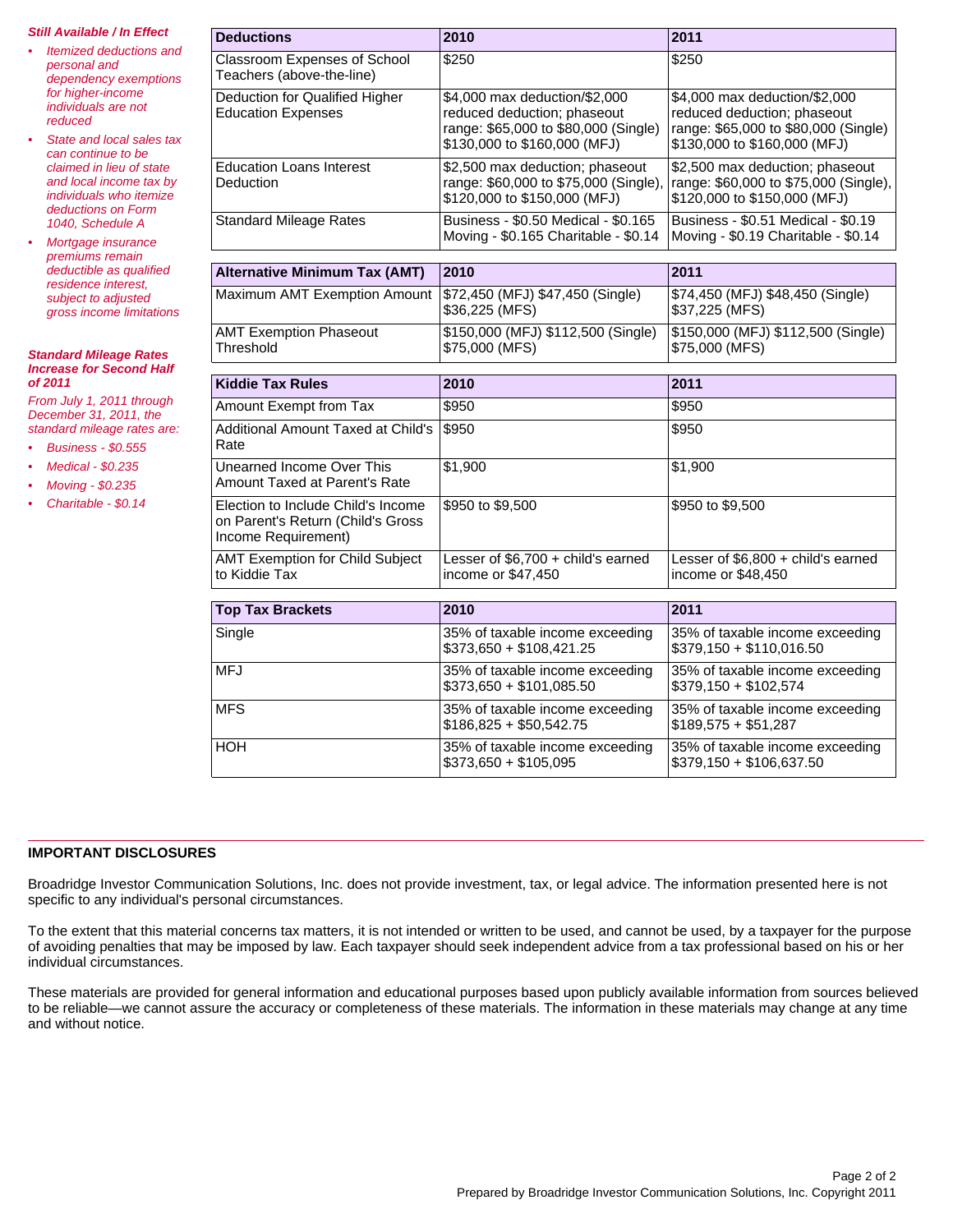***Still Available / In Effect***

- *Itemized deductions and personal and dependency exemptions for higher-income individuals are not reduced*
- *State and local sales tax can continue to be claimed in lieu of state and local income tax by individuals who itemize deductions on Form 1040, Schedule A*
- *Mortgage insurance premiums remain deductible as qualified residence interest, subject to adjusted gross income limitations*

***Standard Mileage Rates Increase for Second Half of 2011***

*From July 1, 2011 through December 31, 2011, the standard mileage rates are:*

- *Business - $0.555*
- *Medical - $0.235*
- *Moving - $0.235*
- *Charitable - $0.14*

| Deductions | 2010 | 2011 |
| --- | --- | --- |
| Classroom Expenses of School Teachers (above-the-line) | $250 | $250 |
| Deduction for Qualified Higher Education Expenses | $4,000 max deduction/$2,000 reduced deduction; phaseout range: $65,000 to $80,000 (Single) $130,000 to $160,000 (MFJ) | $4,000 max deduction/$2,000 reduced deduction; phaseout range: $65,000 to $80,000 (Single) $130,000 to $160,000 (MFJ) |
| Education Loans Interest Deduction | $2,500 max deduction; phaseout range: $60,000 to $75,000 (Single), $120,000 to $150,000 (MFJ) | $2,500 max deduction; phaseout range: $60,000 to $75,000 (Single), $120,000 to $150,000 (MFJ) |
| Standard Mileage Rates | Business - $0.50 Medical - $0.165 Moving - $0.165 Charitable - $0.14 | Business - $0.51 Medical - $0.19 Moving - $0.19 Charitable - $0.14 |

| Alternative Minimum Tax (AMT) | 2010 | 2011 |
| --- | --- | --- |
| Maximum AMT Exemption Amount | $72,450 (MFJ) $47,450 (Single) $36,225 (MFS) | $74,450 (MFJ) $48,450 (Single) $37,225 (MFS) |
| AMT Exemption Phaseout Threshold | $150,000 (MFJ) $112,500 (Single) $75,000 (MFS) | $150,000 (MFJ) $112,500 (Single) $75,000 (MFS) |

| Kiddie Tax Rules | 2010 | 2011 |
| --- | --- | --- |
| Amount Exempt from Tax | $950 | $950 |
| Additional Amount Taxed at Child's Rate | $950 | $950 |
| Unearned Income Over This Amount Taxed at Parent's Rate | $1,900 | $1,900 |
| Election to Include Child's Income on Parent's Return (Child's Gross Income Requirement) | $950 to $9,500 | $950 to $9,500 |
| AMT Exemption for Child Subject to Kiddie Tax | Lesser of $6,700 + child's earned income or $47,450 | Lesser of $6,800 + child's earned income or $48,450 |

| Top Tax Brackets | 2010 | 2011 |
| --- | --- | --- |
| Single | 35% of taxable income exceeding $373,650 + $108,421.25 | 35% of taxable income exceeding $379,150 + $110,016.50 |
| MFJ | 35% of taxable income exceeding $373,650 + $101,085.50 | 35% of taxable income exceeding $379,150 + $102,574 |
| MFS | 35% of taxable income exceeding $186,825 + $50,542.75 | 35% of taxable income exceeding $189,575 + $51,287 |
| HOH | 35% of taxable income exceeding $373,650 + $105,095 | 35% of taxable income exceeding $379,150 + $106,637.50 |

**IMPORTANT DISCLOSURES**

Broadridge Investor Communication Solutions, Inc. does not provide investment, tax, or legal advice. The information presented here is not specific to any individual's personal circumstances.

To the extent that this material concerns tax matters, it is not intended or written to be used, and cannot be used, by a taxpayer for the purpose of avoiding penalties that may be imposed by law. Each taxpayer should seek independent advice from a tax professional based on his or her individual circumstances.

These materials are provided for general information and educational purposes based upon publicly available information from sources believed to be reliable—we cannot assure the accuracy or completeness of these materials. The information in these materials may change at any time and without notice.

Prepared by Broadridge Investor Communication Solutions, Inc. Copyright 2011